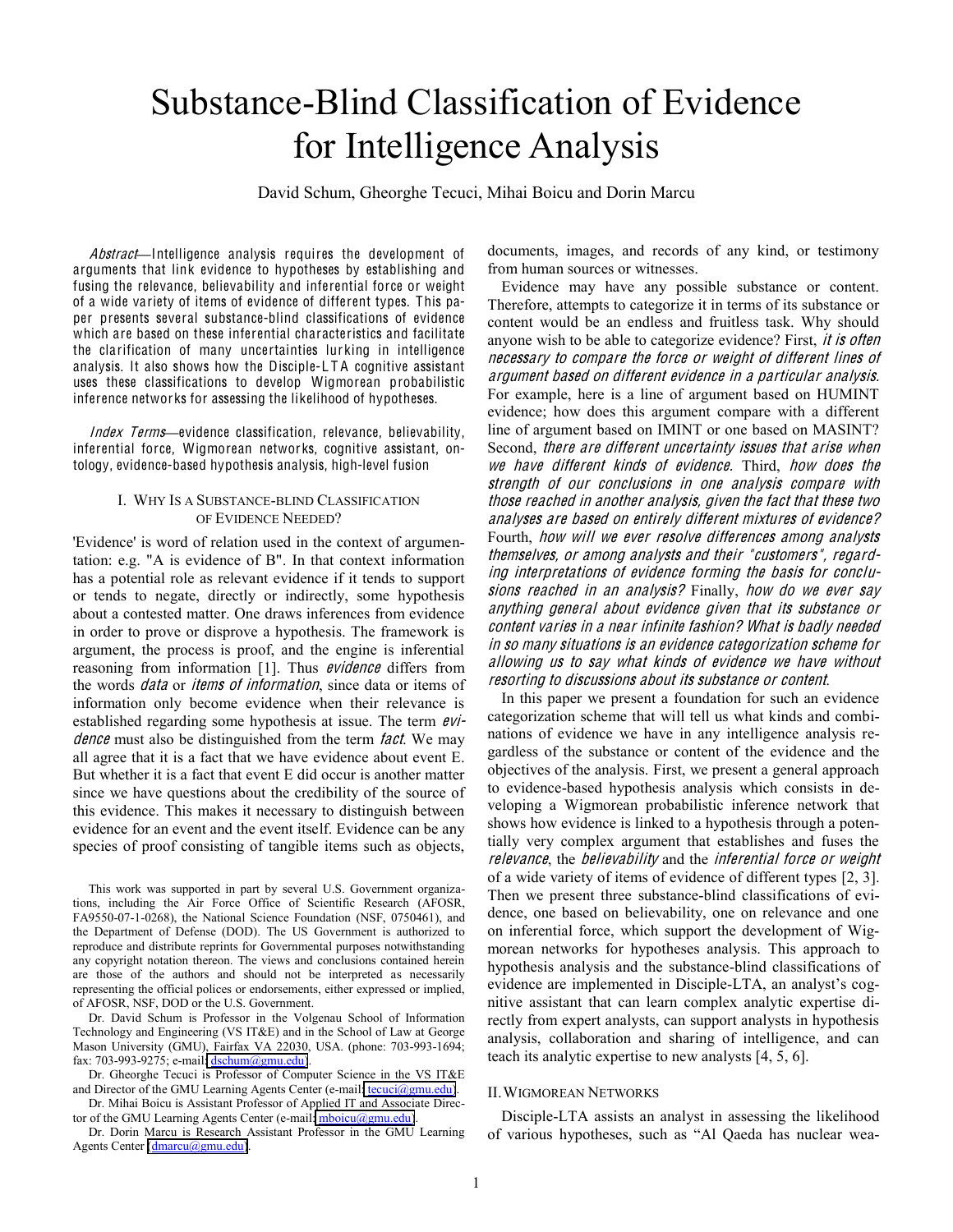# Substance-Blind Classification of Evidence for Intelligence Analysis

David Schum, Gheorghe Tecuci, Mihai Boicu and Dorin Marcu

*Abstract*—Intelligence analysis requires the development of arguments that link evidence to hypotheses by establishing and fusing the relevance, believability and inferential force or weight of a wide variety of items of evidence of different types. This paper presents several substance-blind classifications of evidence which are based on these inferential characteristics and facilitate the clarification of many uncertainties lurking in intelligence analysis. It also shows how the Disciple-LTA cognitive assistant uses these classifications to develop Wigmorean probabilistic inference networks for assessing the likelihood of hypotheses.

*Index Terms*—evidence classification, relevance, believability, inferential force, Wigmorean networks, cognitive assistant, ontology, evidence-based hypothesis analysis, high-level fusion

## I. Why Is a Substance-blind Classification of Evidence Needed?

'Evidence' is word of relation used in the context of argumentation: e.g. "A is evidence of B". In that context information has a potential role as relevant evidence if it tends to support or tends to negate, directly or indirectly, some hypothesis about a contested matter. One draws inferences from evidence in order to prove or disprove a hypothesis. The framework is argument, the process is proof, and the engine is inferential reasoning from information [1]. Thus *evidence* differs from the words *data* or *items of information*, since data or items of information only become evidence when their relevance is established regarding some hypothesis at issue. The term *evidence* must also be distinguished from the term *fact*. We may all agree that it is a fact that we have evidence about event E. But whether it is a fact that event E did occur is another matter since we have questions about the credibility of the source of this evidence. This makes it necessary to distinguish between evidence for an event and the event itself. Evidence can be any species of proof consisting of tangible items such as objects, documents, images, and records of any kind, or testimony from human sources or witnesses.

Evidence may have any possible substance or content. Therefore, attempts to categorize it in terms of its substance or content would be an endless and fruitless task. Why should anyone wish to be able to categorize evidence? First, *it is often necessary to compare the force or weight of different lines of argument based on different evidence in a particular analysis*. For example, here is a line of argument based on HUMINT evidence; how does this argument compare with a different line of argument based on IMINT or one based on MASINT? Second, *there are different uncertainty issues that arise when we have different kinds of evidence*. Third, *how does the strength of our conclusions in one analysis compare with those reached in another analysis, given the fact that these two analyses are based on entirely different mixtures of evidence?* Fourth, *how will we ever resolve differences among analysts themselves, or among analysts and their "customers", regarding interpretations of evidence forming the basis for conclusions reached in an analysis?* Finally, *how do we ever say anything general about evidence given that its substance or content varies in a near infinite fashion? What is badly needed in so many situations is an evidence categorization scheme for allowing us to say what kinds of evidence we have without resorting to discussions about its substance or content*.

In this paper we present a foundation for such an evidence categorization scheme that will tell us what kinds and combinations of evidence we have in any intelligence analysis regardless of the substance or content of the evidence and the objectives of the analysis. First, we present a general approach to evidence-based hypothesis analysis which consists in developing a Wigmorean probabilistic inference network that shows how evidence is linked to a hypothesis through a potentially very complex argument that establishes and fuses the *relevance*, the *believability* and the *inferential force or weight* of a wide variety of items of evidence of different types [2, 3]. Then we present three substance-blind classifications of evidence, one based on believability, one on relevance and one on inferential force, which support the development of Wigmorean networks for hypotheses analysis. This approach to hypothesis analysis and the substance-blind classifications of evidence are implemented in Disciple-LTA, an analyst's cognitive assistant that can learn complex analytic expertise directly from expert analysts, can support analysts in hypothesis analysis, collaboration and sharing of intelligence, and can teach its analytic expertise to new analysts [4, 5, 6].

## II. Wigmorean Networks

Disciple-LTA assists an analyst in assessing the likelihood of various hypotheses, such as "Al Qaeda has nuclear wea-

---

This work was supported in part by several U.S. Government organizations, including the Air Force Office of Scientific Research (AFOSR, FA9550-07-1-0268), the National Science Foundation (NSF, 0750461), and the Department of Defense (DOD). The US Government is authorized to reproduce and distribute reprints for Governmental purposes notwithstanding any copyright notation thereon. The views and conclusions contained herein are those of the authors and should not be interpreted as necessarily representing the official polices or endorsements, either expressed or implied, of AFOSR, NSF, DOD or the U.S. Government.

Dr. David Schum is Professor in the Volgenau School of Information Technology and Engineering (VS IT&E) and in the School of Law at George Mason University (GMU), Fairfax VA 22030, USA. (phone: 703-993-1694; fax: 703-993-9275; e-mail: dschum@gmu.edu).

Dr. Gheorghe Tecuci is Professor of Computer Science in the VS IT&E and Director of the GMU Learning Agents Center (e-mail: tecuci@gmu.edu).

Dr. Mihai Boicu is Assistant Professor of Applied IT and Associate Director of the GMU Learning Agents Center (e-mail: mboicu@gmu.edu).

Dr. Dorin Marcu is Research Assistant Professor in the GMU Learning Agents Center (dmarcu@gmu.edu).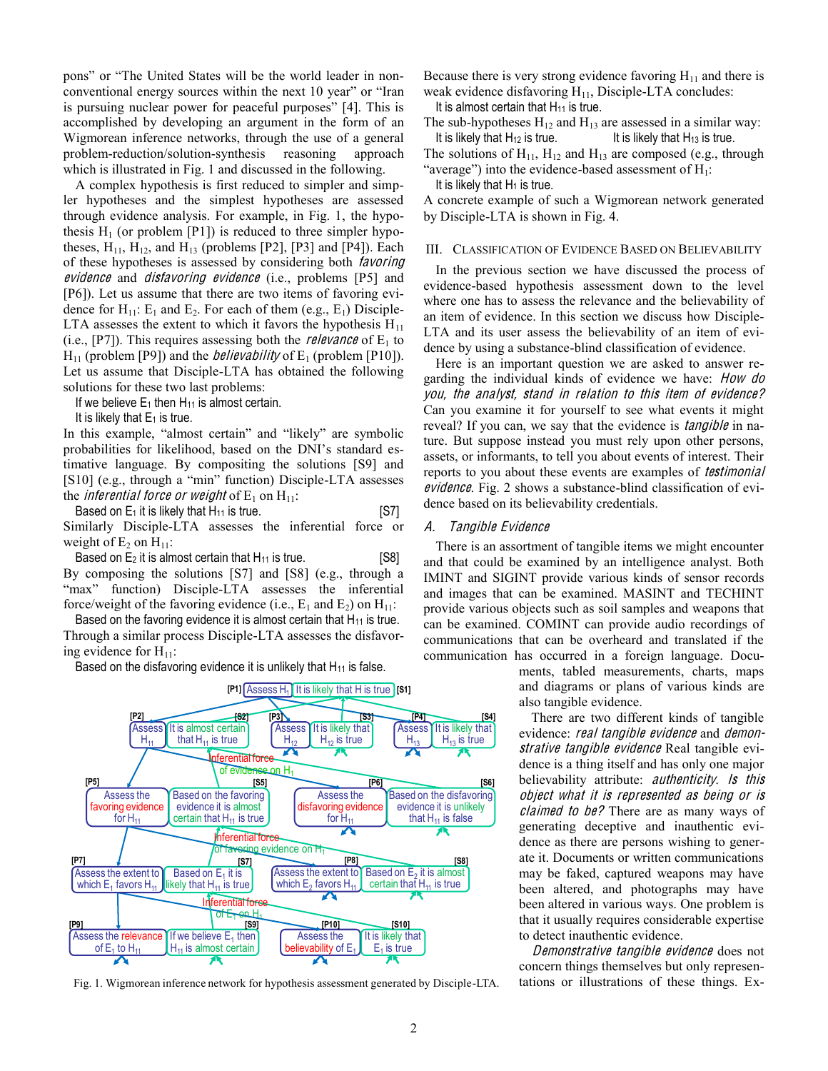pons" or "The United States will be the world leader in nonconventional energy sources within the next 10 year" or "Iran is pursuing nuclear power for peaceful purposes" [4]. This is accomplished by developing an argument in the form of an Wigmorean inference networks, through the use of a general problem-reduction/solution-synthesis reasoning approach which is illustrated in Fig. 1 and discussed in the following.

A complex hypothesis is first reduced to simpler and simpler hypotheses and the simplest hypotheses are assessed through evidence analysis. For example, in Fig. 1, the hypothesis $H_1$ (or problem [P1]) is reduced to three simpler hypotheses, $H_{11}$, $H_{12}$, and $H_{13}$ (problems [P2], [P3] and [P4]). Each of these hypotheses is assessed by considering both *favoring evidence* and *disfavoring evidence* (i.e., problems [P5] and [P6]). Let us assume that there are two items of favoring evidence for $H_{11}$: $E_1$ and $E_2$. For each of them (e.g., $E_1$) Disciple-LTA assesses the extent to which it favors the hypothesis $H_{11}$ (i.e., [P7]). This requires assessing both the *relevance* of $E_1$ to $H_{11}$ (problem [P9]) and the *believability* of $E_1$ (problem [P10]). Let us assume that Disciple-LTA has obtained the following solutions for these two last problems:

If we believe $E_1$ then $H_{11}$ is almost certain.
It is likely that $E_1$ is true.

In this example, "almost certain" and "likely" are symbolic probabilities for likelihood, based on the DNI's standard estimative language. By compositing the solutions [S9] and [S10] (e.g., through a "min" function) Disciple-LTA assesses the *inferential force or weight* of $E_1$ on $H_{11}$:

Based on $E_1$ it is likely that $H_{11}$ is true. [S7]

Similarly Disciple-LTA assesses the inferential force or weight of $E_2$ on $H_{11}$:

Based on $E_2$ it is almost certain that $H_{11}$ is true. [S8]

By composing the solutions [S7] and [S8] (e.g., through a "max" function) Disciple-LTA assesses the inferential force/weight of the favoring evidence (i.e., $E_1$ and $E_2$) on $H_{11}$:

Based on the favoring evidence it is almost certain that $H_{11}$ is true.

Through a similar process Disciple-LTA assesses the disfavoring evidence for $H_{11}$:

Based on the disfavoring evidence it is unlikely that $H_{11}$ is false.

Fig. 1. Wigmorean inference network for hypothesis assessment generated by Disciple-LTA.

Because there is very strong evidence favoring $H_{11}$ and there is weak evidence disfavoring $H_{11}$, Disciple-LTA concludes:

It is almost certain that $H_{11}$ is true.

The sub-hypotheses $H_{12}$ and $H_{13}$ are assessed in a similar way:

It is likely that $H_{12}$ is true. It is likely that $H_{13}$ is true.

The solutions of $H_{11}$, $H_{12}$ and $H_{13}$ are composed (e.g., through "average") into the evidence-based assessment of $H_1$:

It is likely that $H_1$ is true.

A concrete example of such a Wigmorean network generated by Disciple-LTA is shown in Fig. 4.

## III. Classification of Evidence Based on Believability

In the previous section we have discussed the process of evidence-based hypothesis assessment down to the level where one has to assess the relevance and the believability of an item of evidence. In this section we discuss how Disciple-LTA and its user assess the believability of an item of evidence by using a substance-blind classification of evidence.

Here is an important question we are asked to answer regarding the individual kinds of evidence we have: *How do you, the analyst, stand in relation to this item of evidence?* Can you examine it for yourself to see what events it might reveal? If you can, we say that the evidence is *tangible* in nature. But suppose instead you must rely upon other persons, assets, or informants, to tell you about events of interest. Their reports to you about these events are examples of *testimonial evidence*. Fig. 2 shows a substance-blind classification of evidence based on its believability credentials.

### A. Tangible Evidence

There is an assortment of tangible items we might encounter and that could be examined by an intelligence analyst. Both IMINT and SIGINT provide various kinds of sensor records and images that can be examined. MASINT and TECHINT provide various objects such as soil samples and weapons that can be examined. COMINT can provide audio recordings of communications that can be overheard and translated if the communication has occurred in a foreign language. Documents, tabled measurements, charts, maps and diagrams or plans of various kinds are also tangible evidence.

There are two different kinds of tangible evidence: *real tangible evidence* and *demonstrative tangible evidence*. Real tangible evidence is a thing itself and has only one major believability attribute: *authenticity*. *Is this object what it is represented as being or is claimed to be?* There are as many ways of generating deceptive and inauthentic evidence as there are persons wishing to generate it. Documents or written communications may be faked, captured weapons may have been altered, and photographs may have been altered in various ways. One problem is that it usually requires considerable expertise to detect inauthentic evidence.

*Demonstrative tangible evidence* does not concern things themselves but only representations or illustrations of these things. Ex-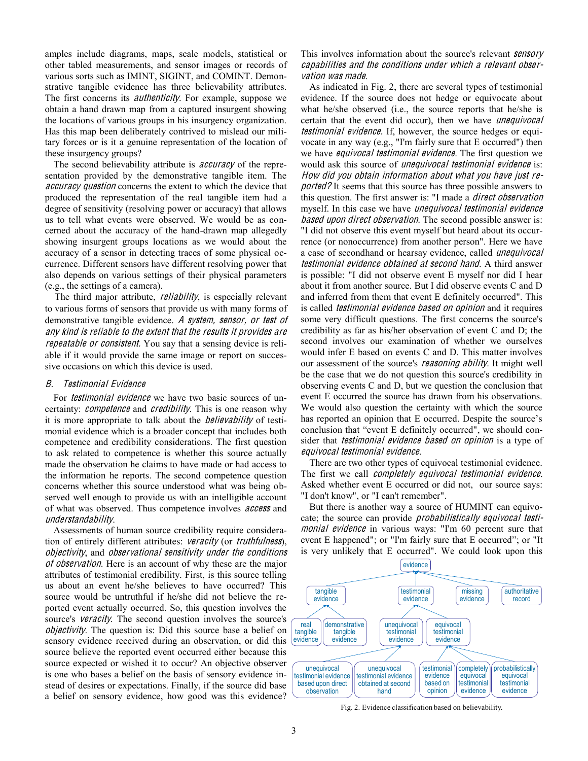amples include diagrams, maps, scale models, statistical or other tabled measurements, and sensor images or records of various sorts such as IMINT, SIGINT, and COMINT. Demonstrative tangible evidence has three believability attributes. The first concerns its *authenticity*. For example, suppose we obtain a hand drawn map from a captured insurgent showing the locations of various groups in his insurgency organization. Has this map been deliberately contrived to mislead our military forces or is it a genuine representation of the location of these insurgency groups?

The second believability attribute is *accuracy* of the representation provided by the demonstrative tangible item. The *accuracy question* concerns the extent to which the device that produced the representation of the real tangible item had a degree of sensitivity (resolving power or accuracy) that allows us to tell what events were observed. We would be as concerned about the accuracy of the hand-drawn map allegedly showing insurgent groups locations as we would about the accuracy of a sensor in detecting traces of some physical occurrence. Different sensors have different resolving power that also depends on various settings of their physical parameters (e.g., the settings of a camera).

The third major attribute, *reliability*, is especially relevant to various forms of sensors that provide us with many forms of demonstrative tangible evidence. *A system, sensor, or test of any kind is reliable to the extent that the results it provides are repeatable or consistent.* You say that a sensing device is reliable if it would provide the same image or report on successive occasions on which this device is used.

### *B. Testimonial Evidence*

For *testimonial evidence* we have two basic sources of uncertainty: *competence* and *credibility*. This is one reason why it is more appropriate to talk about the *believability* of testimonial evidence which is a broader concept that includes both competence and credibility considerations. The first question to ask related to competence is whether this source actually made the observation he claims to have made or had access to the information he reports. The second competence question concerns whether this source understood what was being observed well enough to provide us with an intelligible account of what was observed. Thus competence involves *access* and *understandability*.

Assessments of human source credibility require consideration of entirely different attributes: *veracity* (or *truthfulness*), *objectivity*, and *observational sensitivity under the conditions of observation*. Here is an account of why these are the major attributes of testimonial credibility. First, is this source telling us about an event he/she believes to have occurred? This source would be untruthful if he/she did not believe the reported event actually occurred. So, this question involves the source's *veracity*. The second question involves the source's *objectivity*. The question is: Did this source base a belief on sensory evidence received during an observation, or did this source believe the reported event occurred either because this source expected or wished it to occur? An objective observer is one who bases a belief on the basis of sensory evidence instead of desires or expectations. Finally, if the source did base a belief on sensory evidence, how good was this evidence? This involves information about the source's relevant *sensory capabilities and the conditions under which a relevant observation was made*.

As indicated in Fig. 2, there are several types of testimonial evidence. If the source does not hedge or equivocate about what he/she observed (i.e., the source reports that he/she is certain that the event did occur), then we have *unequivocal testimonial evidence*. If, however, the source hedges or equivocate in any way (e.g., "I'm fairly sure that E occurred") then we have *equivocal testimonial evidence*. The first question we would ask this source of *unequivocal testimonial evidence* is: *How did you obtain information about what you have just reported?* It seems that this source has three possible answers to this question. The first answer is: "I made a *direct observation* myself. In this case we have *unequivocal testimonial evidence based upon direct observation*. The second possible answer is: "I did not observe this event myself but heard about its occurrence (or nonoccurrence) from another person". Here we have a case of secondhand or hearsay evidence, called *unequivocal testimonial evidence obtained at second hand*. A third answer is possible: "I did not observe event E myself nor did I hear about it from another source. But I did observe events C and D and inferred from them that event E definitely occurred". This is called *testimonial evidence based on opinion* and it requires some very difficult questions. The first concerns the source's credibility as far as his/her observation of event C and D; the second involves our examination of whether we ourselves would infer E based on events C and D. This matter involves our assessment of the source's *reasoning ability*. It might well be the case that we do not question this source's credibility in observing events C and D, but we question the conclusion that event E occurred the source has drawn from his observations. We would also question the certainty with which the source has reported an opinion that E occurred. Despite the source's conclusion that "event E definitely occurred", we should consider that *testimonial evidence based on opinion* is a type of *equivocal testimonial evidence*.

There are two other types of equivocal testimonial evidence. The first we call *completely equivocal testimonial evidence*. Asked whether event E occurred or did not, our source says: "I don't know", or "I can't remember".

But there is another way a source of HUMINT can equivocate; the source can provide *probabilistically equivocal testimonial evidence* in various ways: "I'm 60 percent sure that event E happened"; or "I'm fairly sure that E occurred"; or "It is very unlikely that E occurred". We could look upon this

Fig. 2. Evidence classification based on believability.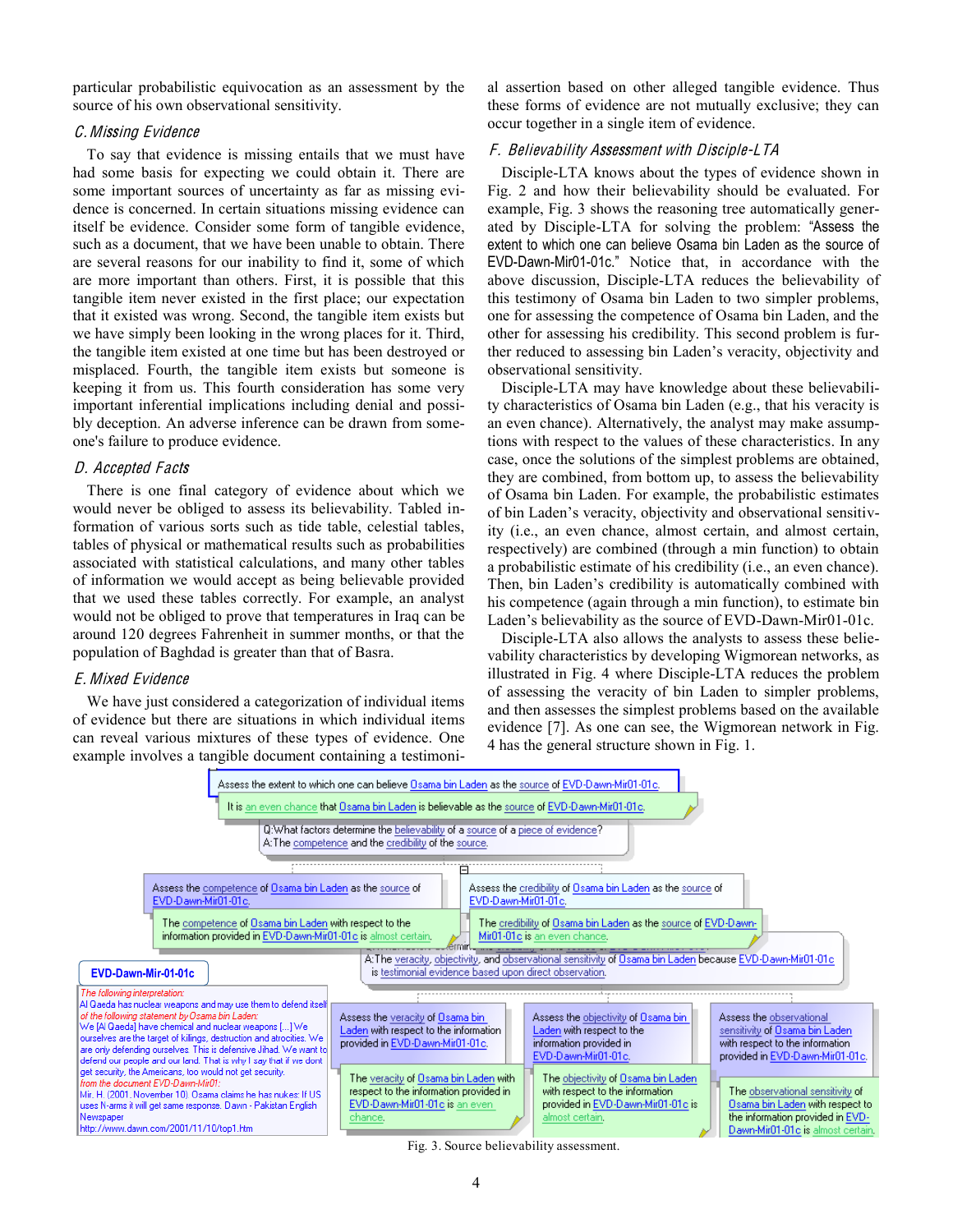particular probabilistic equivocation as an assessment by the source of his own observational sensitivity.

### *C. Missing Evidence*

To say that evidence is missing entails that we must have had some basis for expecting we could obtain it. There are some important sources of uncertainty as far as missing evidence is concerned. In certain situations missing evidence can itself be evidence. Consider some form of tangible evidence, such as a document, that we have been unable to obtain. There are several reasons for our inability to find it, some of which are more important than others. First, it is possible that this tangible item never existed in the first place; our expectation that it existed was wrong. Second, the tangible item exists but we have simply been looking in the wrong places for it. Third, the tangible item existed at one time but has been destroyed or misplaced. Fourth, the tangible item exists but someone is keeping it from us. This fourth consideration has some very important inferential implications including denial and possibly deception. An adverse inference can be drawn from someone's failure to produce evidence.

### *D. Accepted Facts*

There is one final category of evidence about which we would never be obliged to assess its believability. Tabled information of various sorts such as tide table, celestial tables, tables of physical or mathematical results such as probabilities associated with statistical calculations, and many other tables of information we would accept as being believable provided that we used these tables correctly. For example, an analyst would not be obliged to prove that temperatures in Iraq can be around 120 degrees Fahrenheit in summer months, or that the population of Baghdad is greater than that of Basra.

### *E. Mixed Evidence*

We have just considered a categorization of individual items of evidence but there are situations in which individual items can reveal various mixtures of these types of evidence. One example involves a tangible document containing a testimonial assertion based on other alleged tangible evidence. Thus these forms of evidence are not mutually exclusive; they can occur together in a single item of evidence.

### *F. Believability Assessment with Disciple-LTA*

Disciple-LTA knows about the types of evidence shown in Fig. 2 and how their believability should be evaluated. For example, Fig. 3 shows the reasoning tree automatically generated by Disciple-LTA for solving the problem: "Assess the extent to which one can believe Osama bin Laden as the source of EVD-Dawn-Mir01-01c." Notice that, in accordance with the above discussion, Disciple-LTA reduces the believability of this testimony of Osama bin Laden to two simpler problems, one for assessing the competence of Osama bin Laden, and the other for assessing his credibility. This second problem is further reduced to assessing bin Laden's veracity, objectivity and observational sensitivity.

Disciple-LTA may have knowledge about these believability characteristics of Osama bin Laden (e.g., that his veracity is an even chance). Alternatively, the analyst may make assumptions with respect to the values of these characteristics. In any case, once the solutions of the simplest problems are obtained, they are combined, from bottom up, to assess the believability of Osama bin Laden. For example, the probabilistic estimates of bin Laden's veracity, objectivity and observational sensitivity (i.e., an even chance, almost certain, and almost certain, respectively) are combined (through a min function) to obtain a probabilistic estimate of his credibility (i.e., an even chance). Then, bin Laden's credibility is automatically combined with his competence (again through a min function), to estimate bin Laden's believability as the source of EVD-Dawn-Mir01-01c.

Disciple-LTA also allows the analysts to assess these believability characteristics by developing Wigmorean networks, as illustrated in Fig. 4 where Disciple-LTA reduces the problem of assessing the veracity of bin Laden to simpler problems, and then assesses the simplest problems based on the available evidence [7]. As one can see, the Wigmorean network in Fig. 4 has the general structure shown in Fig. 1.

Assess the extent to which one can believe Osama bin Laden as the source of EVD-Dawn-Mir01-01c.
It is an even chance that Osama bin Laden is believable as the source of EVD-Dawn-Mir01-01c.
Q:What factors determine the believability of a source of a piece of evidence?
A:The competence and the credibility of the source.

Assess the competence of Osama bin Laden as the source of EVD-Dawn-Mir-01-01c.
The competence of Osama bin Laden with respect to the information provided in EVD-Dawn-Mir01-01c is almost certain.

Assess the credibility of Osama bin Laden as the source of EVD-Dawn-Mir01-01c.
The credibility of Osama bin Laden as the source of EVD-Dawn-Mir01-01c is an even chance.
A:The veracity, objectivity, and observational sensitivity of Osama bin Laden because EVD-Dawn-Mir01-01c is testimonial evidence based upon direct observation.

EVD-Dawn-Mir-01-01c
*The following interpretation:*
Al Qaeda has nuclear weapons and may use them to defend itself
*of the following statement by Osama bin Laden:*
We [Al Qaeda] have chemical and nuclear weapons [...] We ourselves are the target of killings, destruction and atrocities. We are only defending ourselves. This is defensive Jihad. We want to defend our people and our land. That is why I say that if we dont get security, the Ameicans, too would not get security.
*from the document EVD-Dawn-Mir01:*
Mir, H. (2001, November 10). Osama claims he has nukes: If US uses N-arms it will get same response. Dawn - Pakistan English Newspaper
http://www.dawn.com/2001/11/10/top1.htm

Assess the veracity of Osama bin Laden with respect to the information provided in EVD-Dawn-Mir01-01c.
The veracity of Osama bin Laden with respect to the information provided in EVD-Dawn-Mir01-01c is an even chance.

Assess the objectivity of Osama bin Laden with respect to the information provided in EVD-Dawn-Mir01-01c.
The objectivity of Osama bin Laden with respect to the information provided in EVD-Dawn-Mir01-01c is almost certain.

Assess the observational sensitivity of Osama bin Laden with respect to the information provided in EVD-Dawn-Mir01-01c.
The observational sensitivity of Osama bin Laden with respect to the information provided in EVD-Dawn-Mir01-01c is almost certain.

Fig. 3. Source believability assessment.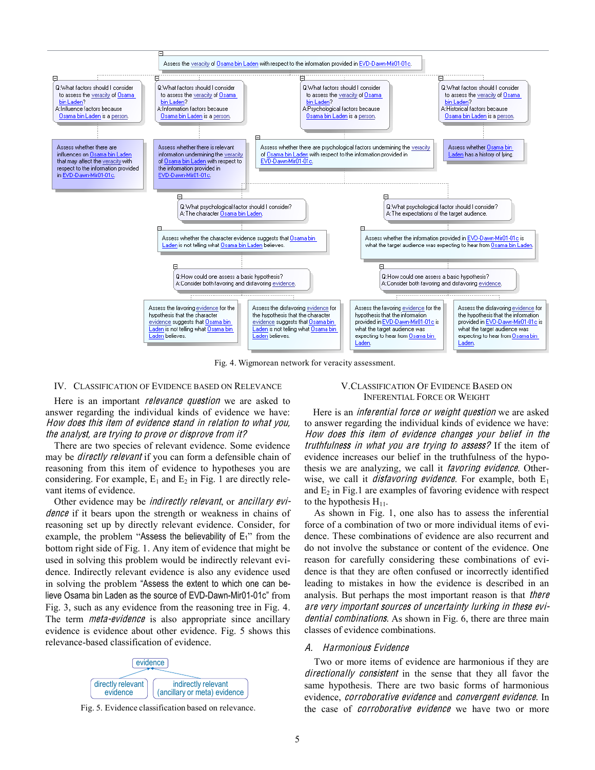Assess the veracity of Osama bin Laden with respect to the information provided in EVD-Dawn-Mir01-01c.

Q:What factors should I consider to assess the veracity of Osama bin Laden?
A:Influence factors because Osama bin Laden is a person.

Q:What factors should I consider to assess the veracity of Osama bin Laden?
A:Information factors because Osama bin Laden is a person.

Q:What factors should I consider to assess the veracity of Osama bin Laden?
A:Psychological factors because Osama bin Laden is a person.

Q:What factors should I consider to assess the veracity of Osama bin Laden?
A:Historical factors because Osama bin Laden is a person.

Assess whether there are influences on Osama bin Laden that may affect the veracity with respect to the information provided in EVD-Dawn-Mir01-01c.

Assess whether there is relevant information undermining the veracity of Osama bin Laden with respect to the information provided in EVD-Dawn-Mir01-01c.

Assess whether there are psychological factors undermining the veracity of Osama bin Laden with respect to the information provided in EVD-Dawn-Mir01-01c.

Assess whether Osama bin Laden has a history of lying.

Q:What psychological factor should I consider?
A:The character Osama bin Laden.

Q:What psychological factor should I consider?
A:The expectations of the target audience.

Assess whether the character evidence suggests that Osama bin Laden is not telling what Osama bin Laden believes.

Assess whether the information provided in EVD-Dawn-Mir01-01c is what the target audience was expecting to hear from Osama bin Laden.

Q:How could one assess a basic hypothesis?
A:Consider both favoring and disfavoring evidence.

Q:How could one assess a basic hypothesis?
A:Consider both favoring and disfavoring evidence.

Assess the favoring evidence for the hypothesis that the character evidence suggests that Osama bin Laden is not telling what Osama bin Laden believes.

Assess the disfavoring evidence for the hypothesis that the character evidence suggests that Osama bin Laden is not telling what Osama bin Laden believes.

Assess the favoring evidence for the hypothesis that the information provided in EVD-Dawn-Mir01-01c is what the target audience was expecting to hear from Osama bin Laden.

Assess the disfavoring evidence for the hypothesis that the information provided in EVD-Dawn-Mir01-01c is what the target audience was expecting to hear from Osama bin Laden.

Fig. 4. Wigmorean network for veracity assessment.

## IV. Classification of Evidence Based on Relevance

Here is an important *relevance question* we are asked to answer regarding the individual kinds of evidence we have: *How does this item of evidence stand in relation to what you, the analyst, are trying to prove or disprove from it?*

There are two species of relevant evidence. Some evidence may be *directly relevant* if you can form a defensible chain of reasoning from this item of evidence to hypotheses you are considering. For example, $E_1$ and $E_2$ in Fig. 1 are directly relevant items of evidence.

Other evidence may be *indirectly relevant*, or *ancillary evidence* if it bears upon the strength or weakness in chains of reasoning set up by directly relevant evidence. Consider, for example, the problem "Assess the believability of $E_1$" from the bottom right side of Fig. 1. Any item of evidence that might be used in solving this problem would be indirectly relevant evidence. Indirectly relevant evidence is also any evidence used in solving the problem "Assess the extent to which one can believe Osama bin Laden as the source of EVD-Dawn-Mir01-01c" from Fig. 3, such as any evidence from the reasoning tree in Fig. 4. The term *meta-evidence* is also appropriate since ancillary evidence is evidence about other evidence. Fig. 5 shows this relevance-based classification of evidence.

evidence → directly relevant evidence; indirectly relevant (ancillary or meta) evidence

Fig. 5. Evidence classification based on relevance.

## V. Classification Of Evidence Based On Inferential Force Or Weight

Here is an *inferential force or weight question* we are asked to answer regarding the individual kinds of evidence we have: *How does this item of evidence changes your belief in the truthfulness in what you are trying to assess?* If the item of evidence increases our belief in the truthfulness of the hypothesis we are analyzing, we call it *favoring evidence*. Otherwise, we call it *disfavoring evidence*. For example, both $E_1$ and $E_2$ in Fig.1 are examples of favoring evidence with respect to the hypothesis $H_{11}$.

As shown in Fig. 1, one also has to assess the inferential force of a combination of two or more individual items of evidence. These combinations of evidence are also recurrent and do not involve the substance or content of the evidence. One reason for carefully considering these combinations of evidence is that they are often confused or incorrectly identified leading to mistakes in how the evidence is described in an analysis. But perhaps the most important reason is that *there are very important sources of uncertainty lurking in these evidential combinations*. As shown in Fig. 6, there are three main classes of evidence combinations.

### A. Harmonious Evidence

Two or more items of evidence are harmonious if they are *directionally consistent* in the sense that they all favor the same hypothesis. There are two basic forms of harmonious evidence, *corroborative evidence* and *convergent evidence.* In the case of *corroborative evidence* we have two or more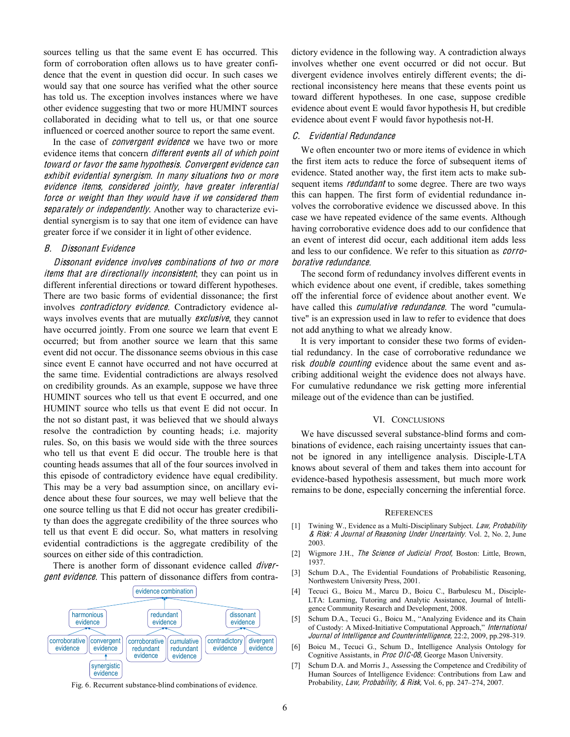sources telling us that the same event E has occurred. This form of corroboration often allows us to have greater confidence that the event in question did occur. In such cases we would say that one source has verified what the other source has told us. The exception involves instances where we have other evidence suggesting that two or more HUMINT sources collaborated in deciding what to tell us, or that one source influenced or coerced another source to report the same event.

In the case of *convergent evidence* we have two or more evidence items that concern *different events all of which point toward or favor the same hypothesis. Convergent evidence can exhibit evidential synergism. In many situations two or more evidence items, considered jointly, have greater inferential force or weight than they would have if we considered them separately or independently.* Another way to characterize evidential synergism is to say that one item of evidence can have greater force if we consider it in light of other evidence.

### *B. Dissonant Evidence*

*Dissonant evidence involves combinations of two or more items that are directionally inconsistent*; they can point us in different inferential directions or toward different hypotheses. There are two basic forms of evidential dissonance; the first involves *contradictory evidence*. Contradictory evidence always involves events that are mutually *exclusive*, they cannot have occurred jointly. From one source we learn that event E occurred; but from another source we learn that this same event did not occur. The dissonance seems obvious in this case since event E cannot have occurred and not have occurred at the same time. Evidential contradictions are always resolved on credibility grounds. As an example, suppose we have three HUMINT sources who tell us that event E occurred, and one HUMINT source who tells us that event E did not occur. In the not so distant past, it was believed that we should always resolve the contradiction by counting heads; i.e. majority rules. So, on this basis we would side with the three sources who tell us that event E did occur. The trouble here is that counting heads assumes that all of the four sources involved in this episode of contradictory evidence have equal credibility. This may be a very bad assumption since, on ancillary evidence about these four sources, we may well believe that the one source telling us that E did not occur has greater credibility than does the aggregate credibility of the three sources who tell us that event E did occur. So, what matters in resolving evidential contradictions is the aggregate credibility of the sources on either side of this contradiction.

There is another form of dissonant evidence called *divergent evidence*. This pattern of dissonance differs from contradictory evidence in the following way. A contradiction always involves whether one event occurred or did not occur. But divergent evidence involves entirely different events; the directional inconsistency here means that these events point us toward different hypotheses. In one case, suppose credible evidence about event E would favor hypothesis H, but credible evidence about event F would favor hypothesis not-H.

evidence combination

harmonious evidence

redundant evidence

dissonant evidence

corroborative evidence

convergent evidence

corroborative redundant evidence

cumulative redundant evidence

contradictory evidence

divergent evidence

synergistic evidence

Fig. 6. Recurrent substance-blind combinations of evidence.

### *C. Evidential Redundance*

We often encounter two or more items of evidence in which the first item acts to reduce the force of subsequent items of evidence. Stated another way, the first item acts to make subsequent items *redundant* to some degree. There are two ways this can happen. The first form of evidential redundance involves the corroborative evidence we discussed above. In this case we have repeated evidence of the same events. Although having corroborative evidence does add to our confidence that an event of interest did occur, each additional item adds less and less to our confidence. We refer to this situation as *corroborative redundance*.

The second form of redundancy involves different events in which evidence about one event, if credible, takes something off the inferential force of evidence about another event. We have called this *cumulative redundance*. The word "cumulative" is an expression used in law to refer to evidence that does not add anything to what we already know.

It is very important to consider these two forms of evidential redundancy. In the case of corroborative redundance we risk *double counting* evidence about the same event and ascribing additional weight the evidence does not always have. For cumulative redundance we risk getting more inferential mileage out of the evidence than can be justified.

## VI. Conclusions

We have discussed several substance-blind forms and combinations of evidence, each raising uncertainty issues that cannot be ignored in any intelligence analysis. Disciple-LTA knows about several of them and takes them into account for evidence-based hypothesis assessment, but much more work remains to be done, especially concerning the inferential force.

## References

[1] Twining W., Evidence as a Multi-Disciplinary Subject. *Law, Probability & Risk: A Journal of Reasoning Under Uncertainty.* Vol. 2, No. 2, June 2003.

[2] Wigmore J.H., *The Science of Judicial Proof,* Boston: Little, Brown, 1937.

[3] Schum D.A., The Evidential Foundations of Probabilistic Reasoning, Northwestern University Press, 2001.

[4] Tecuci G., Boicu M., Marcu D., Boicu C., Barbulescu M., Disciple-LTA: Learning, Tutoring and Analytic Assistance, Journal of Intelligence Community Research and Development, 2008.

[5] Schum D.A., Tecuci G., Boicu M., "Analyzing Evidence and its Chain of Custody: A Mixed-Initiative Computational Approach," *International Journal of Intelligence and Counterintelligence,* 22:2, 2009, pp.298-319.

[6] Boicu M., Tecuci G., Schum D., Intelligence Analysis Ontology for Cognitive Assistants, in *Proc OIC-08,* George Mason University.

[7] Schum D.A. and Morris J., Assessing the Competence and Credibility of Human Sources of Intelligence Evidence: Contributions from Law and Probability, *Law, Probability, & Risk,* Vol. 6, pp. 247–274, 2007.